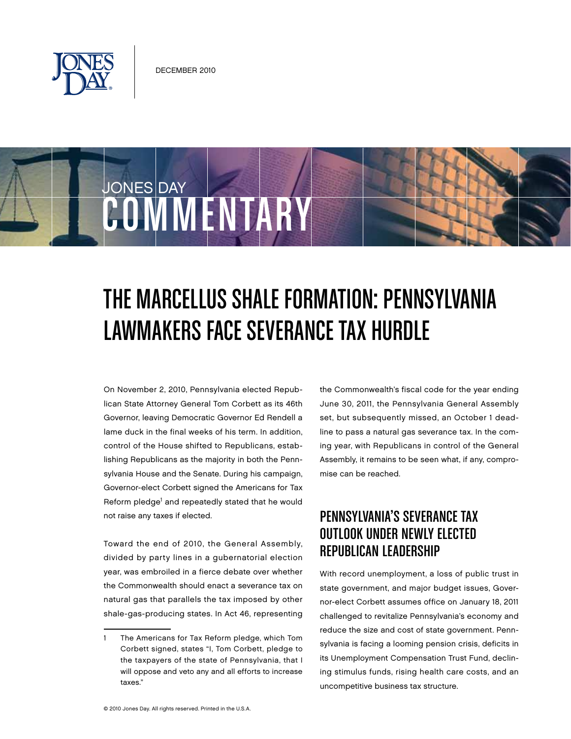DECEMBER 2010

JONES DAY COMMENTARY

# THE MARCELLUS SHALE FORMATION: PENNSYLVANIA LAWMAKERS FACE SEVERANCE TAX HURDLE

On November 2, 2010, Pennsylvania elected Republican State Attorney General Tom Corbett as its 46th Governor, leaving Democratic Governor Ed Rendell a lame duck in the final weeks of his term. In addition, control of the House shifted to Republicans, establishing Republicans as the majority in both the Pennsylvania House and the Senate. During his campaign, Governor-elect Corbett signed the Americans for Tax Reform pledge[1] and repeatedly stated that he would not raise any taxes if elected.

Toward the end of 2010, the General Assembly, divided by party lines in a gubernatorial election year, was embroiled in a fierce debate over whether the Commonwealth should enact a severance tax on natural gas that parallels the tax imposed by other shale-gas-producing states. In Act 46, representing the Commonwealth's fiscal code for the year ending June 30, 2011, the Pennsylvania General Assembly set, but subsequently missed, an October 1 deadline to pass a natural gas severance tax. In the coming year, with Republicans in control of the General Assembly, it remains to be seen what, if any, compromise can be reached.

## PENNSYLVANIA'S SEVERANCE TAX OUTLOOK UNDER NEWLY ELECTED REPUBLICAN LEADERSHIP

With record unemployment, a loss of public trust in state government, and major budget issues, Governor-elect Corbett assumes office on January 18, 2011 challenged to revitalize Pennsylvania's economy and reduce the size and cost of state government. Pennsylvania is facing a looming pension crisis, deficits in its Unemployment Compensation Trust Fund, declining stimulus funds, rising health care costs, and an uncompetitive business tax structure.

---

1 The Americans for Tax Reform pledge, which Tom Corbett signed, states "I, Tom Corbett, pledge to the taxpayers of the state of Pennsylvania, that I will oppose and veto any and all efforts to increase taxes."

© 2010 Jones Day. All rights reserved. Printed in the U.S.A.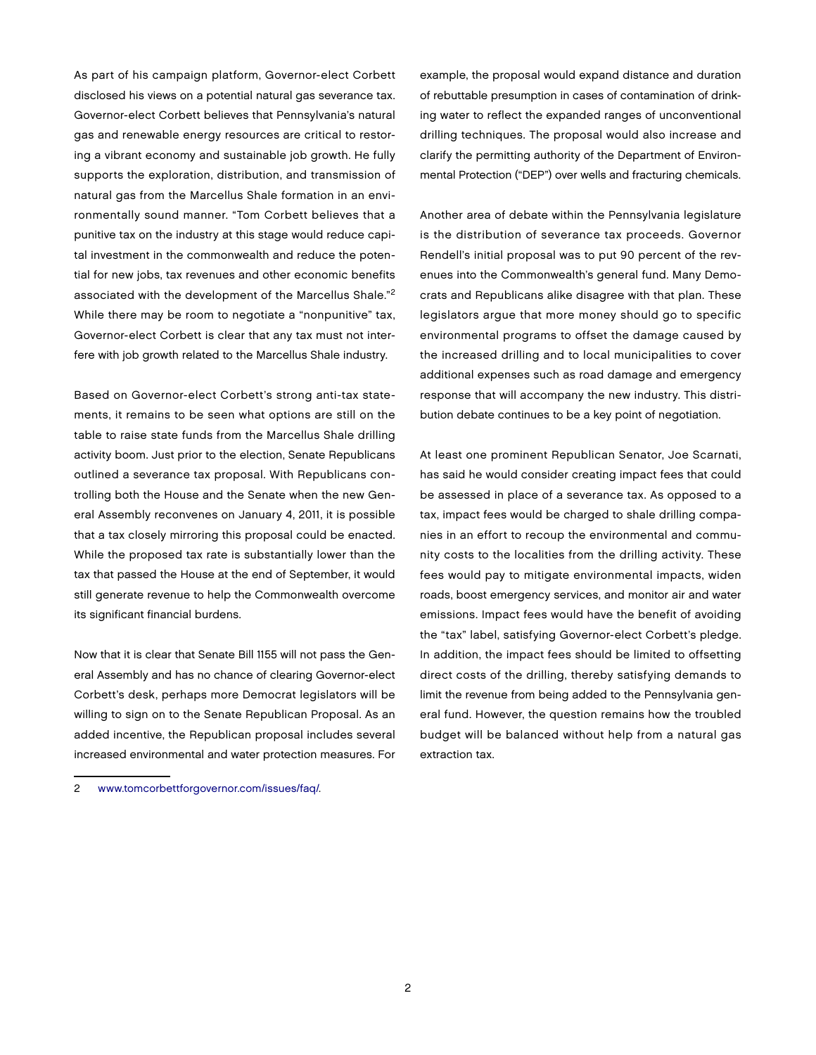As part of his campaign platform, Governor-elect Corbett disclosed his views on a potential natural gas severance tax. Governor-elect Corbett believes that Pennsylvania's natural gas and renewable energy resources are critical to restoring a vibrant economy and sustainable job growth. He fully supports the exploration, distribution, and transmission of natural gas from the Marcellus Shale formation in an environmentally sound manner. "Tom Corbett believes that a punitive tax on the industry at this stage would reduce capital investment in the commonwealth and reduce the potential for new jobs, tax revenues and other economic benefits associated with the development of the Marcellus Shale."[2] While there may be room to negotiate a "nonpunitive" tax, Governor-elect Corbett is clear that any tax must not interfere with job growth related to the Marcellus Shale industry.

Based on Governor-elect Corbett's strong anti-tax statements, it remains to be seen what options are still on the table to raise state funds from the Marcellus Shale drilling activity boom. Just prior to the election, Senate Republicans outlined a severance tax proposal. With Republicans controlling both the House and the Senate when the new General Assembly reconvenes on January 4, 2011, it is possible that a tax closely mirroring this proposal could be enacted. While the proposed tax rate is substantially lower than the tax that passed the House at the end of September, it would still generate revenue to help the Commonwealth overcome its significant financial burdens.

Now that it is clear that Senate Bill 1155 will not pass the General Assembly and has no chance of clearing Governor-elect Corbett's desk, perhaps more Democrat legislators will be willing to sign on to the Senate Republican Proposal. As an added incentive, the Republican proposal includes several increased environmental and water protection measures. For example, the proposal would expand distance and duration of rebuttable presumption in cases of contamination of drinking water to reflect the expanded ranges of unconventional drilling techniques. The proposal would also increase and clarify the permitting authority of the Department of Environmental Protection ("DEP") over wells and fracturing chemicals.

Another area of debate within the Pennsylvania legislature is the distribution of severance tax proceeds. Governor Rendell's initial proposal was to put 90 percent of the revenues into the Commonwealth's general fund. Many Democrats and Republicans alike disagree with that plan. These legislators argue that more money should go to specific environmental programs to offset the damage caused by the increased drilling and to local municipalities to cover additional expenses such as road damage and emergency response that will accompany the new industry. This distribution debate continues to be a key point of negotiation.

At least one prominent Republican Senator, Joe Scarnati, has said he would consider creating impact fees that could be assessed in place of a severance tax. As opposed to a tax, impact fees would be charged to shale drilling companies in an effort to recoup the environmental and community costs to the localities from the drilling activity. These fees would pay to mitigate environmental impacts, widen roads, boost emergency services, and monitor air and water emissions. Impact fees would have the benefit of avoiding the "tax" label, satisfying Governor-elect Corbett's pledge. In addition, the impact fees should be limited to offsetting direct costs of the drilling, thereby satisfying demands to limit the revenue from being added to the Pennsylvania general fund. However, the question remains how the troubled budget will be balanced without help from a natural gas extraction tax.

---

2 www.tomcorbettforgovernor.com/issues/faq/.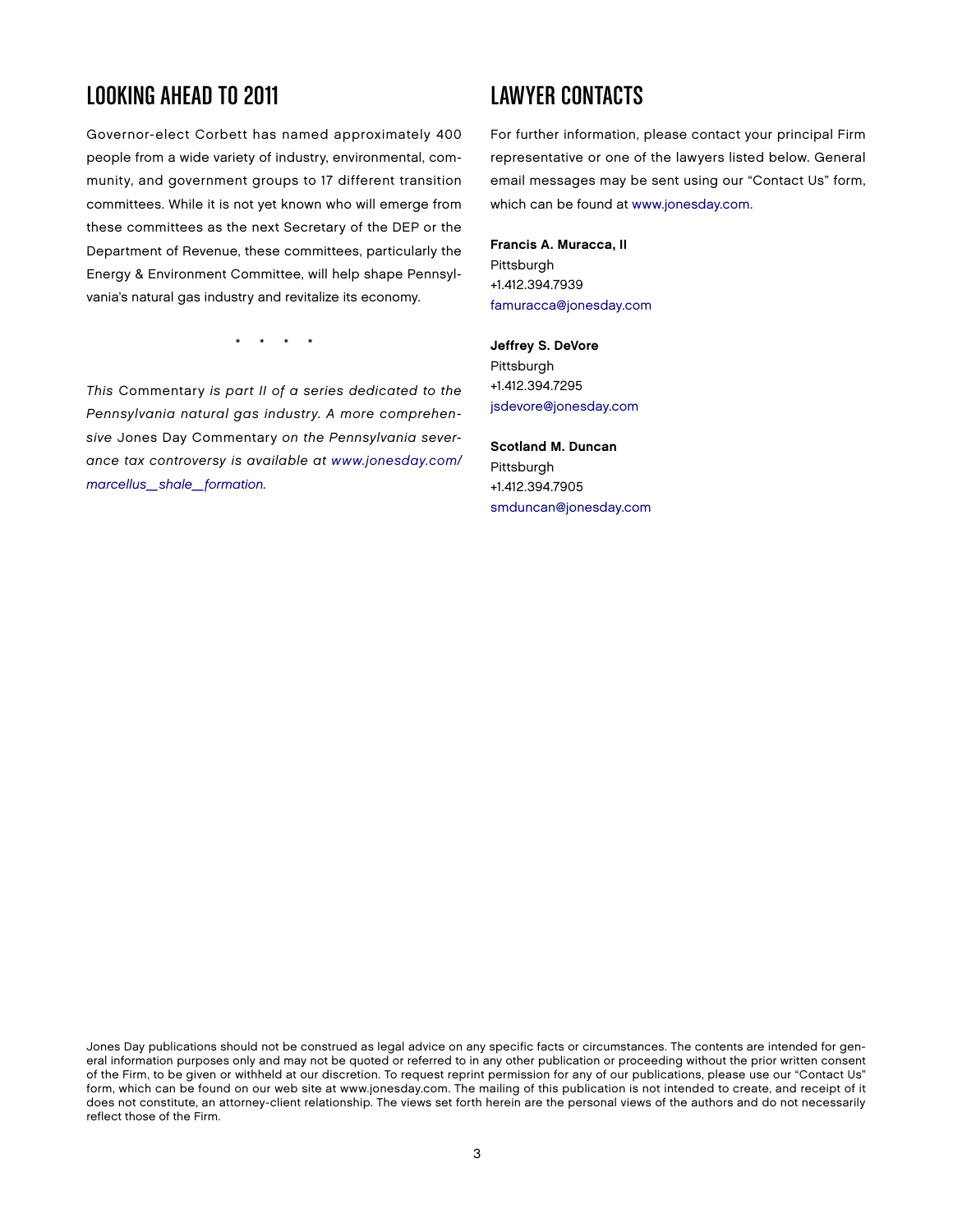## LOOKING AHEAD TO 2011

Governor-elect Corbett has named approximately 400 people from a wide variety of industry, environmental, community, and government groups to 17 different transition committees. While it is not yet known who will emerge from these committees as the next Secretary of the DEP or the Department of Revenue, these committees, particularly the Energy & Environment Committee, will help shape Pennsylvania's natural gas industry and revitalize its economy.

\* \* \* \*

*This* Commentary *is part II of a series dedicated to the Pennsylvania natural gas industry. A more comprehensive* Jones Day Commentary *on the Pennsylvania severance tax controversy is available at www.jonesday.com/marcellus_shale_formation.*

## LAWYER CONTACTS

For further information, please contact your principal Firm representative or one of the lawyers listed below. General email messages may be sent using our "Contact Us" form, which can be found at www.jonesday.com.

**Francis A. Muracca, II**
Pittsburgh
+1.412.394.7939
famuracca@jonesday.com

**Jeffrey S. DeVore**
Pittsburgh
+1.412.394.7295
jsdevore@jonesday.com

**Scotland M. Duncan**
Pittsburgh
+1.412.394.7905
smduncan@jonesday.com

Jones Day publications should not be construed as legal advice on any specific facts or circumstances. The contents are intended for general information purposes only and may not be quoted or referred to in any other publication or proceeding without the prior written consent of the Firm, to be given or withheld at our discretion. To request reprint permission for any of our publications, please use our "Contact Us" form, which can be found on our web site at www.jonesday.com. The mailing of this publication is not intended to create, and receipt of it does not constitute, an attorney-client relationship. The views set forth herein are the personal views of the authors and do not necessarily reflect those of the Firm.